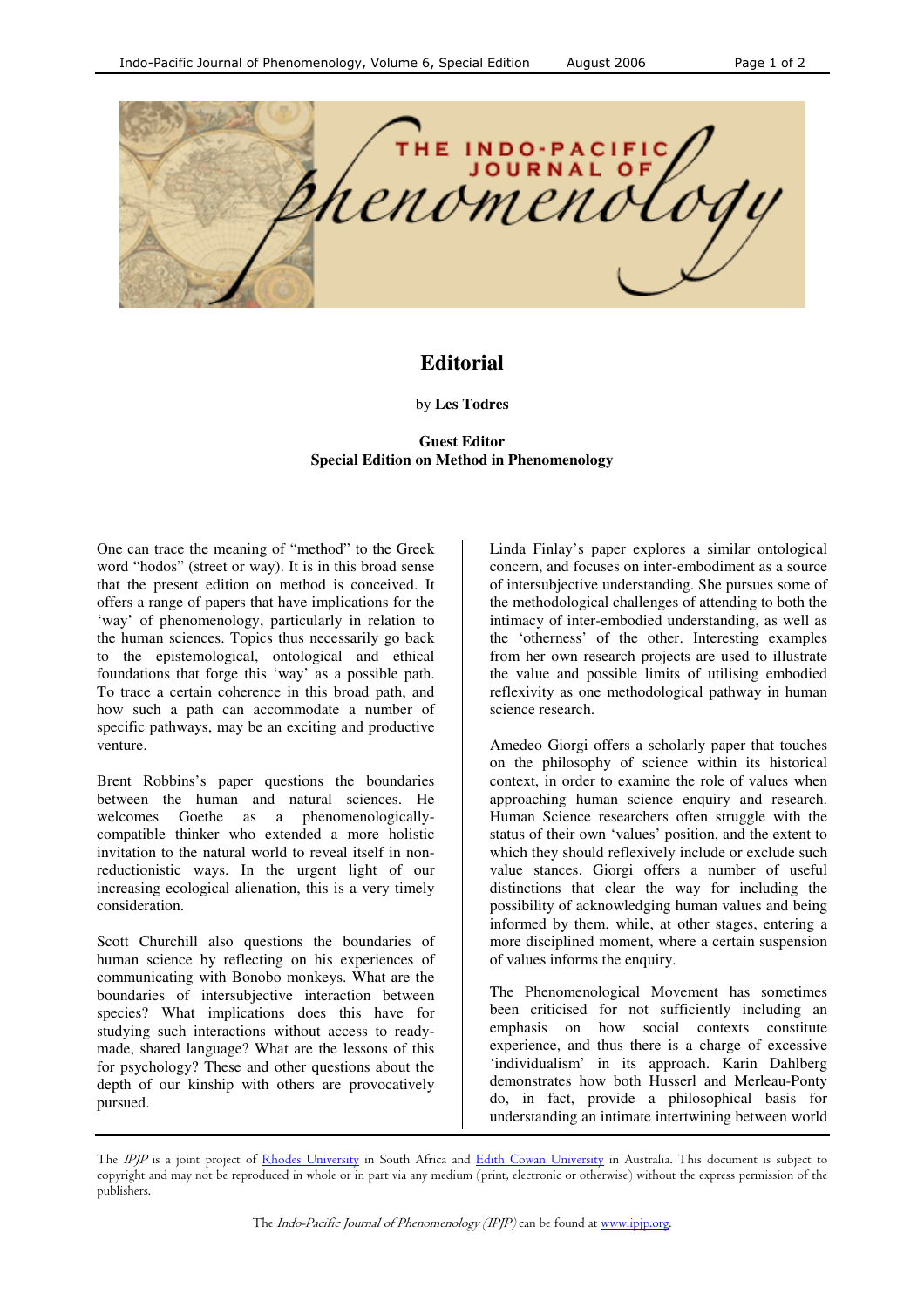# Editorial

by **Les Todres**

**Guest Editor**
**Special Edition on Method in Phenomenology**

One can trace the meaning of "method" to the Greek word "hodos" (street or way). It is in this broad sense that the present edition on method is conceived. It offers a range of papers that have implications for the 'way' of phenomenology, particularly in relation to the human sciences. Topics thus necessarily go back to the epistemological, ontological and ethical foundations that forge this 'way' as a possible path. To trace a certain coherence in this broad path, and how such a path can accommodate a number of specific pathways, may be an exciting and productive venture.

Brent Robbins's paper questions the boundaries between the human and natural sciences. He welcomes Goethe as a phenomenologically-compatible thinker who extended a more holistic invitation to the natural world to reveal itself in non-reductionistic ways. In the urgent light of our increasing ecological alienation, this is a very timely consideration.

Scott Churchill also questions the boundaries of human science by reflecting on his experiences of communicating with Bonobo monkeys. What are the boundaries of intersubjective interaction between species? What implications does this have for studying such interactions without access to ready-made, shared language? What are the lessons of this for psychology? These and other questions about the depth of our kinship with others are provocatively pursued.

Linda Finlay's paper explores a similar ontological concern, and focuses on inter-embodiment as a source of intersubjective understanding. She pursues some of the methodological challenges of attending to both the intimacy of inter-embodied understanding, as well as the 'otherness' of the other. Interesting examples from her own research projects are used to illustrate the value and possible limits of utilising embodied reflexivity as one methodological pathway in human science research.

Amedeo Giorgi offers a scholarly paper that touches on the philosophy of science within its historical context, in order to examine the role of values when approaching human science enquiry and research. Human Science researchers often struggle with the status of their own 'values' position, and the extent to which they should reflexively include or exclude such value stances. Giorgi offers a number of useful distinctions that clear the way for including the possibility of acknowledging human values and being informed by them, while, at other stages, entering a more disciplined moment, where a certain suspension of values informs the enquiry.

The Phenomenological Movement has sometimes been criticised for not sufficiently including an emphasis on how social contexts constitute experience, and thus there is a charge of excessive 'individualism' in its approach. Karin Dahlberg demonstrates how both Husserl and Merleau-Ponty do, in fact, provide a philosophical basis for understanding an intimate intertwining between world

---

The *IPJP* is a joint project of Rhodes University in South Africa and Edith Cowan University in Australia. This document is subject to copyright and may not be reproduced in whole or in part via any medium (print, electronic or otherwise) without the express permission of the publishers.

The *Indo-Pacific Journal of Phenomenology (IPJP)* can be found at www.ipjp.org.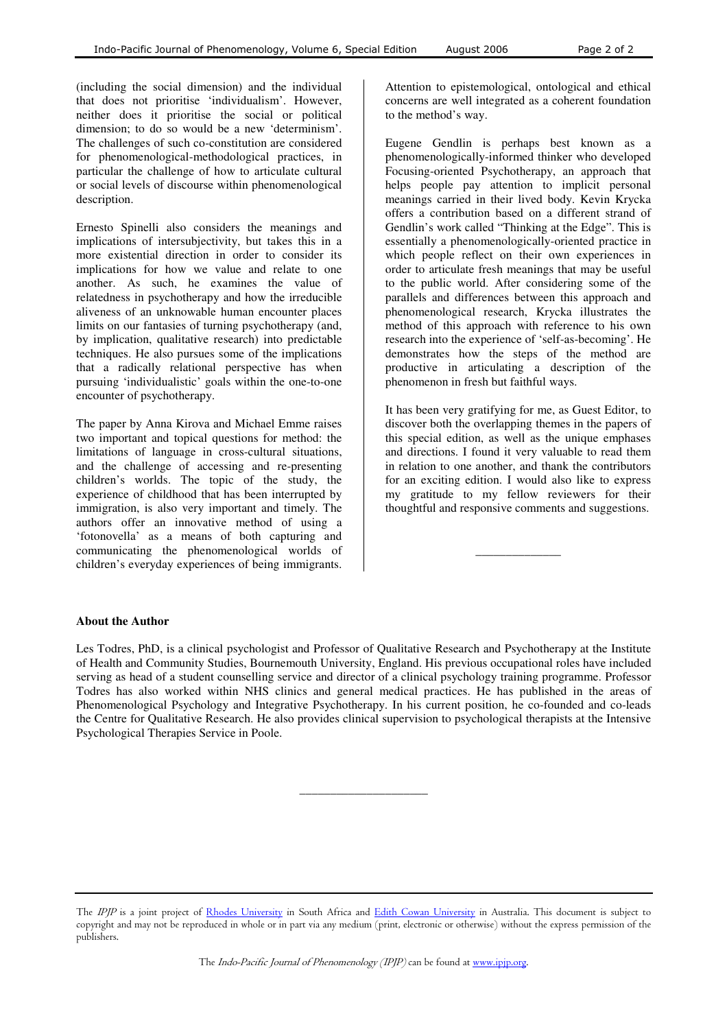(including the social dimension) and the individual that does not prioritise 'individualism'. However, neither does it prioritise the social or political dimension; to do so would be a new 'determinism'. The challenges of such co-constitution are considered for phenomenological-methodological practices, in particular the challenge of how to articulate cultural or social levels of discourse within phenomenological description.

Ernesto Spinelli also considers the meanings and implications of intersubjectivity, but takes this in a more existential direction in order to consider its implications for how we value and relate to one another. As such, he examines the value of relatedness in psychotherapy and how the irreducible aliveness of an unknowable human encounter places limits on our fantasies of turning psychotherapy (and, by implication, qualitative research) into predictable techniques. He also pursues some of the implications that a radically relational perspective has when pursuing 'individualistic' goals within the one-to-one encounter of psychotherapy.

The paper by Anna Kirova and Michael Emme raises two important and topical questions for method: the limitations of language in cross-cultural situations, and the challenge of accessing and re-presenting children's worlds. The topic of the study, the experience of childhood that has been interrupted by immigration, is also very important and timely. The authors offer an innovative method of using a 'fotonovella' as a means of both capturing and communicating the phenomenological worlds of children's everyday experiences of being immigrants. Attention to epistemological, ontological and ethical concerns are well integrated as a coherent foundation to the method's way.

Eugene Gendlin is perhaps best known as a phenomenologically-informed thinker who developed Focusing-oriented Psychotherapy, an approach that helps people pay attention to implicit personal meanings carried in their lived body. Kevin Krycka offers a contribution based on a different strand of Gendlin's work called "Thinking at the Edge". This is essentially a phenomenologically-oriented practice in which people reflect on their own experiences in order to articulate fresh meanings that may be useful to the public world. After considering some of the parallels and differences between this approach and phenomenological research, Krycka illustrates the method of this approach with reference to his own research into the experience of 'self-as-becoming'. He demonstrates how the steps of the method are productive in articulating a description of the phenomenon in fresh but faithful ways.

It has been very gratifying for me, as Guest Editor, to discover both the overlapping themes in the papers of this special edition, as well as the unique emphases and directions. I found it very valuable to read them in relation to one another, and thank the contributors for an exciting edition. I would also like to express my gratitude to my fellow reviewers for their thoughtful and responsive comments and suggestions.

______________

**About the Author**

Les Todres, PhD, is a clinical psychologist and Professor of Qualitative Research and Psychotherapy at the Institute of Health and Community Studies, Bournemouth University, England. His previous occupational roles have included serving as head of a student counselling service and director of a clinical psychology training programme. Professor Todres has also worked within NHS clinics and general medical practices. He has published in the areas of Phenomenological Psychology and Integrative Psychotherapy. In his current position, he co-founded and co-leads the Centre for Qualitative Research. He also provides clinical supervision to psychological therapists at the Intensive Psychological Therapies Service in Poole.

______________________

The *IPJP* is a joint project of Rhodes University in South Africa and Edith Cowan University in Australia. This document is subject to copyright and may not be reproduced in whole or in part via any medium (print, electronic or otherwise) without the express permission of the publishers.

The *Indo-Pacific Journal of Phenomenology (IPJP)* can be found at www.ipjp.org.